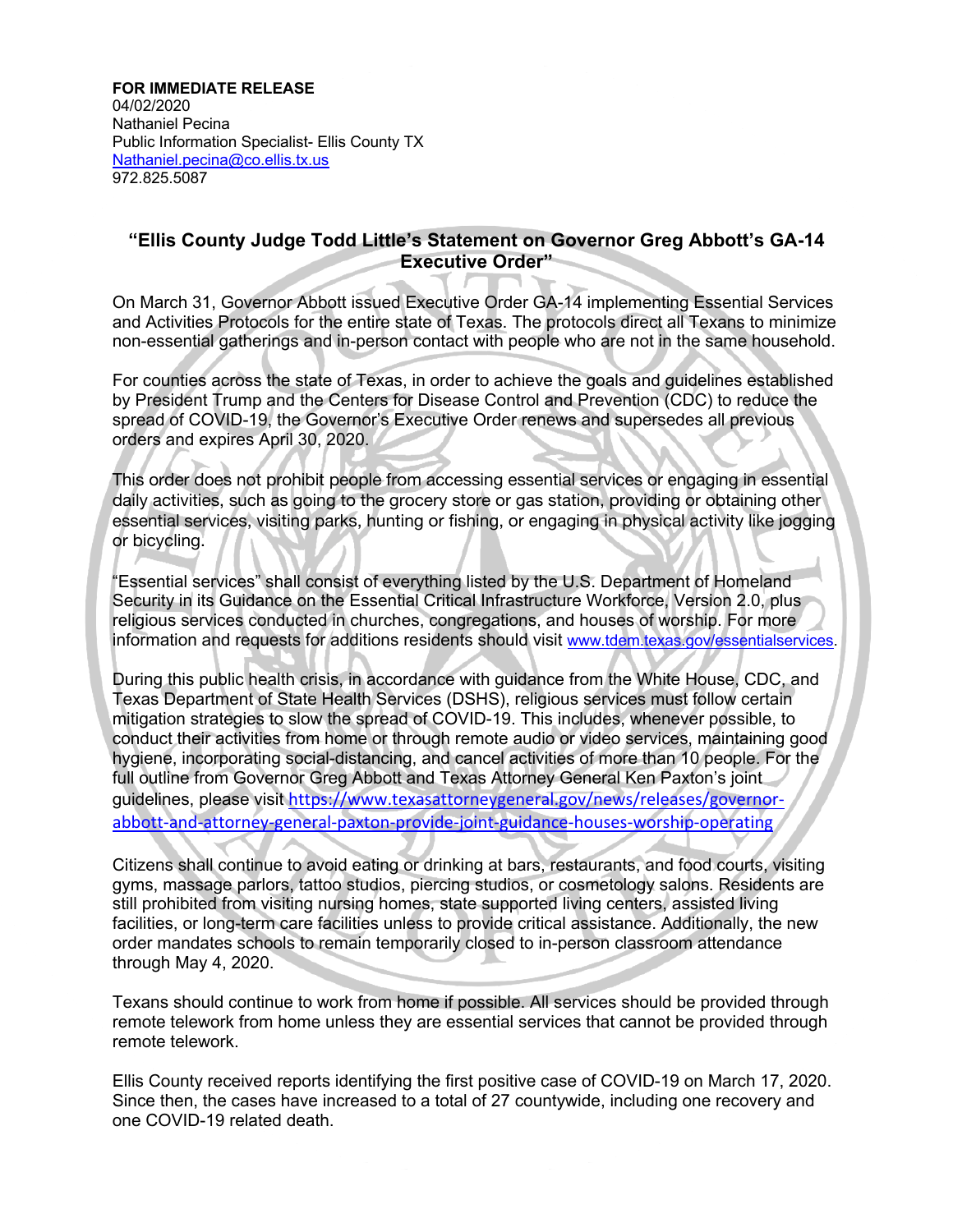**FOR IMMEDIATE RELEASE**
04/02/2020
Nathaniel Pecina
Public Information Specialist- Ellis County TX
Nathaniel.pecina@co.ellis.tx.us
972.825.5087

## "Ellis County Judge Todd Little's Statement on Governor Greg Abbott's GA-14 Executive Order"

On March 31, Governor Abbott issued Executive Order GA-14 implementing Essential Services and Activities Protocols for the entire state of Texas. The protocols direct all Texans to minimize non-essential gatherings and in-person contact with people who are not in the same household.

For counties across the state of Texas, in order to achieve the goals and guidelines established by President Trump and the Centers for Disease Control and Prevention (CDC) to reduce the spread of COVID-19, the Governor's Executive Order renews and supersedes all previous orders and expires April 30, 2020.

This order does not prohibit people from accessing essential services or engaging in essential daily activities, such as going to the grocery store or gas station, providing or obtaining other essential services, visiting parks, hunting or fishing, or engaging in physical activity like jogging or bicycling.

"Essential services" shall consist of everything listed by the U.S. Department of Homeland Security in its Guidance on the Essential Critical Infrastructure Workforce, Version 2.0, plus religious services conducted in churches, congregations, and houses of worship. For more information and requests for additions residents should visit www.tdem.texas.gov/essentialservices.

During this public health crisis, in accordance with guidance from the White House, CDC, and Texas Department of State Health Services (DSHS), religious services must follow certain mitigation strategies to slow the spread of COVID-19. This includes, whenever possible, to conduct their activities from home or through remote audio or video services, maintaining good hygiene, incorporating social-distancing, and cancel activities of more than 10 people. For the full outline from Governor Greg Abbott and Texas Attorney General Ken Paxton's joint guidelines, please visit https://www.texasattorneygeneral.gov/news/releases/governor-abbott-and-attorney-general-paxton-provide-joint-guidance-houses-worship-operating

Citizens shall continue to avoid eating or drinking at bars, restaurants, and food courts, visiting gyms, massage parlors, tattoo studios, piercing studios, or cosmetology salons. Residents are still prohibited from visiting nursing homes, state supported living centers, assisted living facilities, or long-term care facilities unless to provide critical assistance. Additionally, the new order mandates schools to remain temporarily closed to in-person classroom attendance through May 4, 2020.

Texans should continue to work from home if possible. All services should be provided through remote telework from home unless they are essential services that cannot be provided through remote telework.

Ellis County received reports identifying the first positive case of COVID-19 on March 17, 2020. Since then, the cases have increased to a total of 27 countywide, including one recovery and one COVID-19 related death.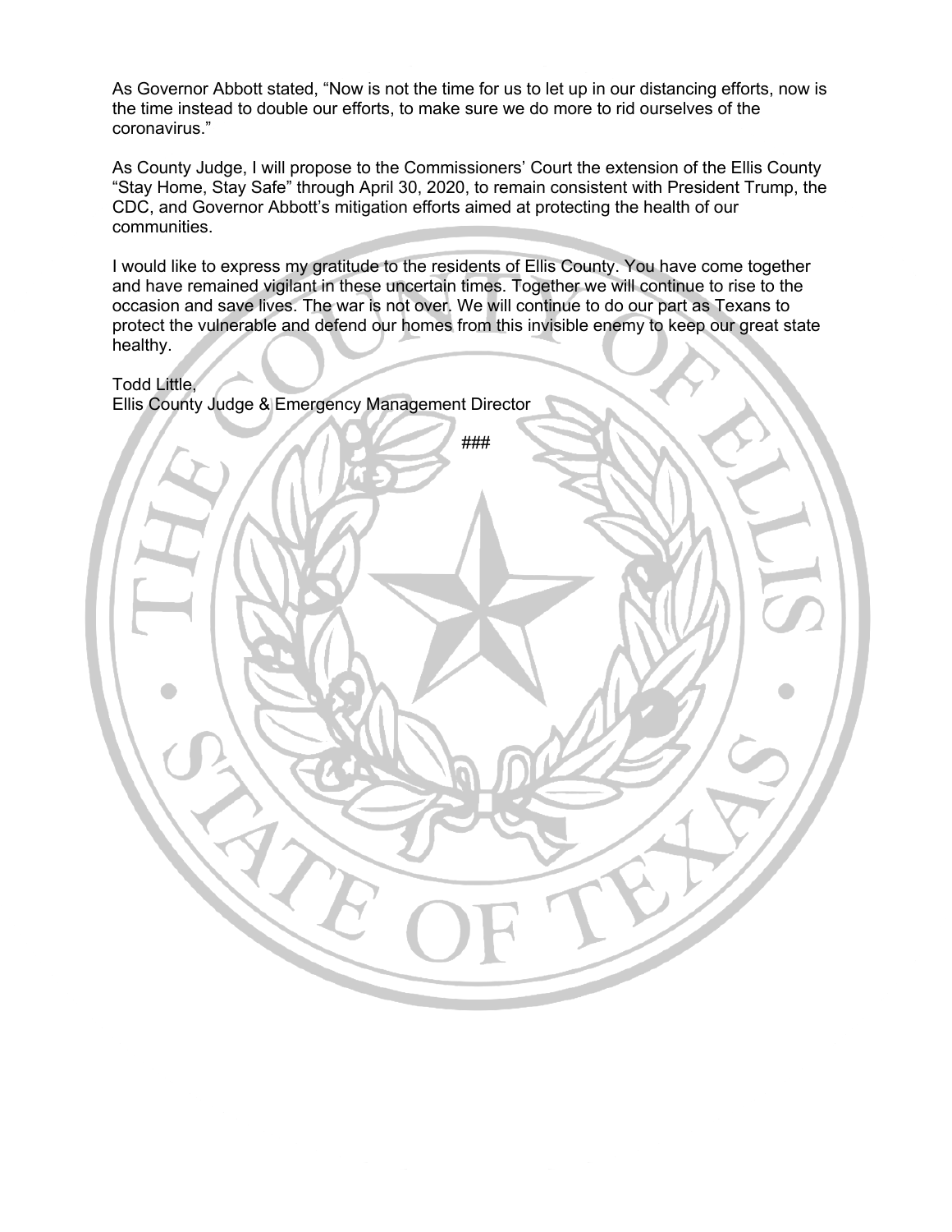As Governor Abbott stated, “Now is not the time for us to let up in our distancing efforts, now is the time instead to double our efforts, to make sure we do more to rid ourselves of the coronavirus.”

As County Judge, I will propose to the Commissioners’ Court the extension of the Ellis County “Stay Home, Stay Safe” through April 30, 2020, to remain consistent with President Trump, the CDC, and Governor Abbott’s mitigation efforts aimed at protecting the health of our communities.

I would like to express my gratitude to the residents of Ellis County. You have come together and have remained vigilant in these uncertain times. Together we will continue to rise to the occasion and save lives. The war is not over. We will continue to do our part as Texans to protect the vulnerable and defend our homes from this invisible enemy to keep our great state healthy.

Todd Little,
Ellis County Judge & Emergency Management Director

###